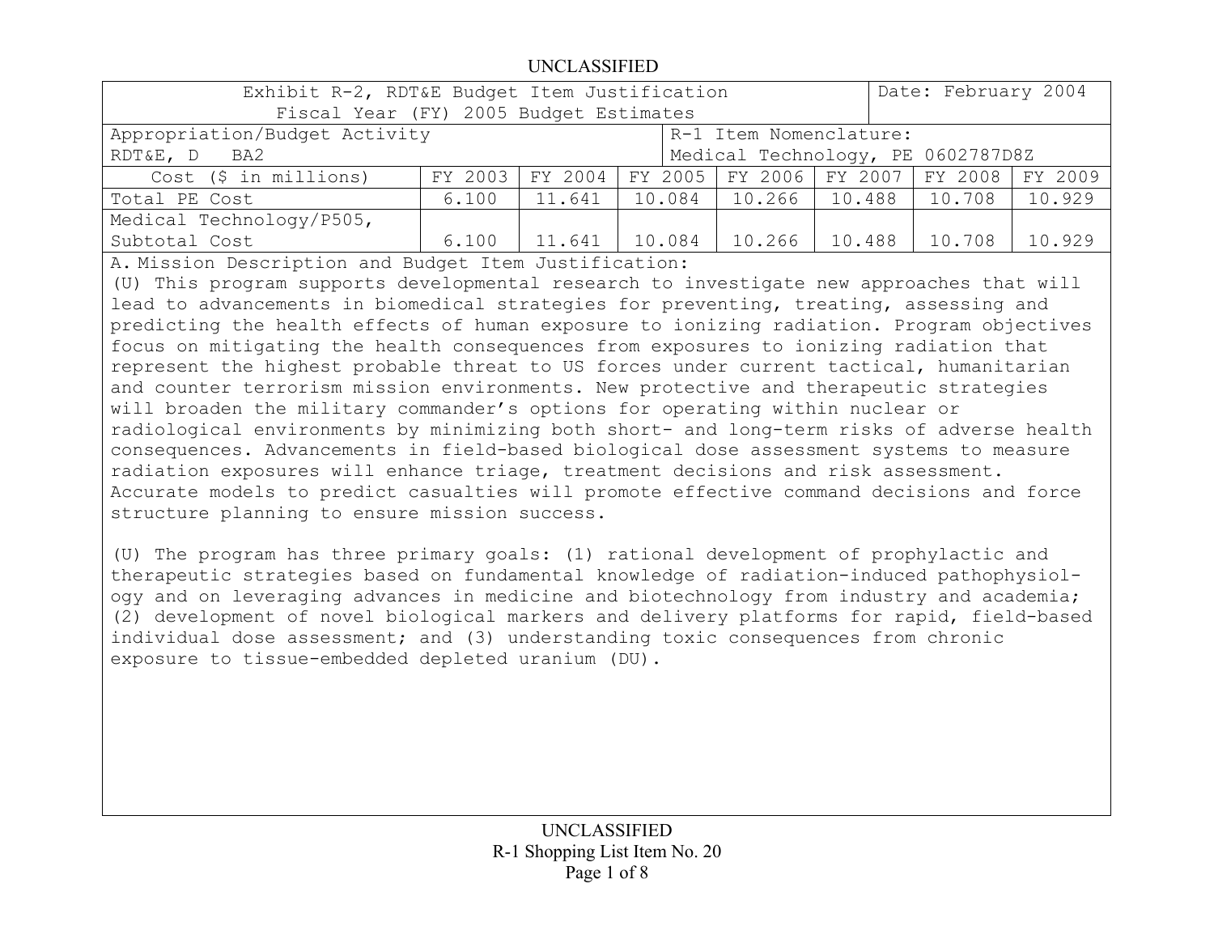UNCLASSIFIED

| Exhibit R-2, RDT&E Budget Item Justification<br>Fiscal Year (FY) 2005 Budget Estimates | | | | | | | Date: February 2004 |
|---|---|---|---|---|---|---|---|
| Appropriation/Budget Activity<br>RDT&E, D BA2 | | | | R-1 Item Nomenclature:<br>Medical Technology, PE 0602787D8Z | | | |
| Cost ($ in millions) | FY 2003 | FY 2004 | FY 2005 | FY 2006 | FY 2007 | FY 2008 | FY 2009 |
| Total PE Cost | 6.100 | 11.641 | 10.084 | 10.266 | 10.488 | 10.708 | 10.929 |
| Medical Technology/P505, Subtotal Cost | 6.100 | 11.641 | 10.084 | 10.266 | 10.488 | 10.708 | 10.929 |

A. Mission Description and Budget Item Justification:

(U) This program supports developmental research to investigate new approaches that will lead to advancements in biomedical strategies for preventing, treating, assessing and predicting the health effects of human exposure to ionizing radiation. Program objectives focus on mitigating the health consequences from exposures to ionizing radiation that represent the highest probable threat to US forces under current tactical, humanitarian and counter terrorism mission environments. New protective and therapeutic strategies will broaden the military commander's options for operating within nuclear or radiological environments by minimizing both short- and long-term risks of adverse health consequences. Advancements in field-based biological dose assessment systems to measure radiation exposures will enhance triage, treatment decisions and risk assessment. Accurate models to predict casualties will promote effective command decisions and force structure planning to ensure mission success.

(U) The program has three primary goals: (1) rational development of prophylactic and therapeutic strategies based on fundamental knowledge of radiation-induced pathophysiology and on leveraging advances in medicine and biotechnology from industry and academia; (2) development of novel biological markers and delivery platforms for rapid, field-based individual dose assessment; and (3) understanding toxic consequences from chronic exposure to tissue-embedded depleted uranium (DU).

UNCLASSIFIED

R-1 Shopping List Item No. 20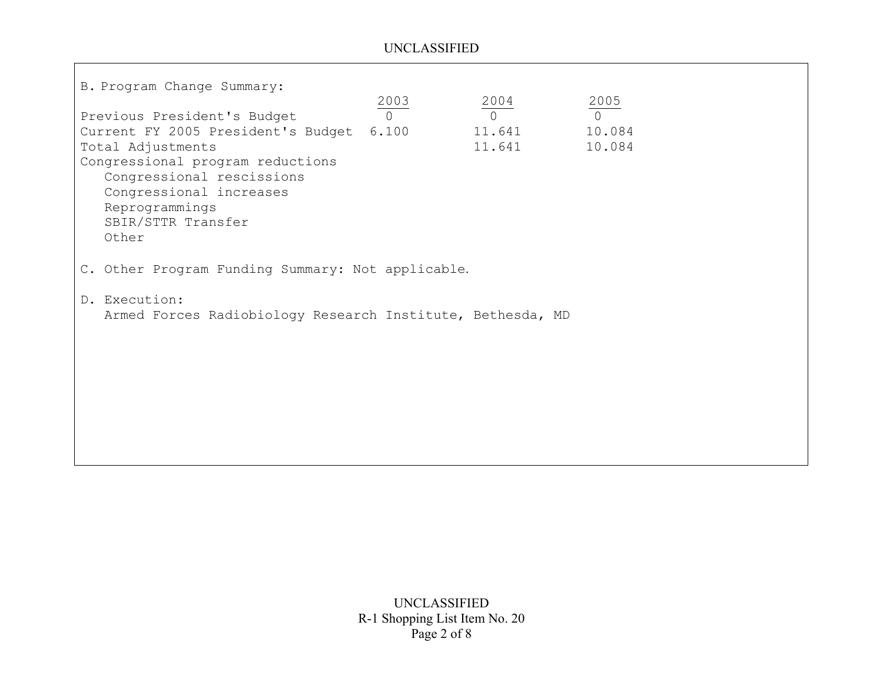B. Program Change Summary:

| | 2003 | 2004 | 2005 |
|---|---|---|---|
| Previous President's Budget | 0 | 0 | 0 |
| Current FY 2005 President's Budget | 6.100 | 11.641 | 10.084 |
| Total Adjustments | | 11.641 | 10.084 |
| Congressional program reductions | | | |
| Congressional rescissions | | | |
| Congressional increases | | | |
| Reprogrammings | | | |
| SBIR/STTR Transfer | | | |
| Other | | | |

C. Other Program Funding Summary: Not applicable.

D. Execution:

Armed Forces Radiobiology Research Institute, Bethesda, MD

R-1 Shopping List Item No. 20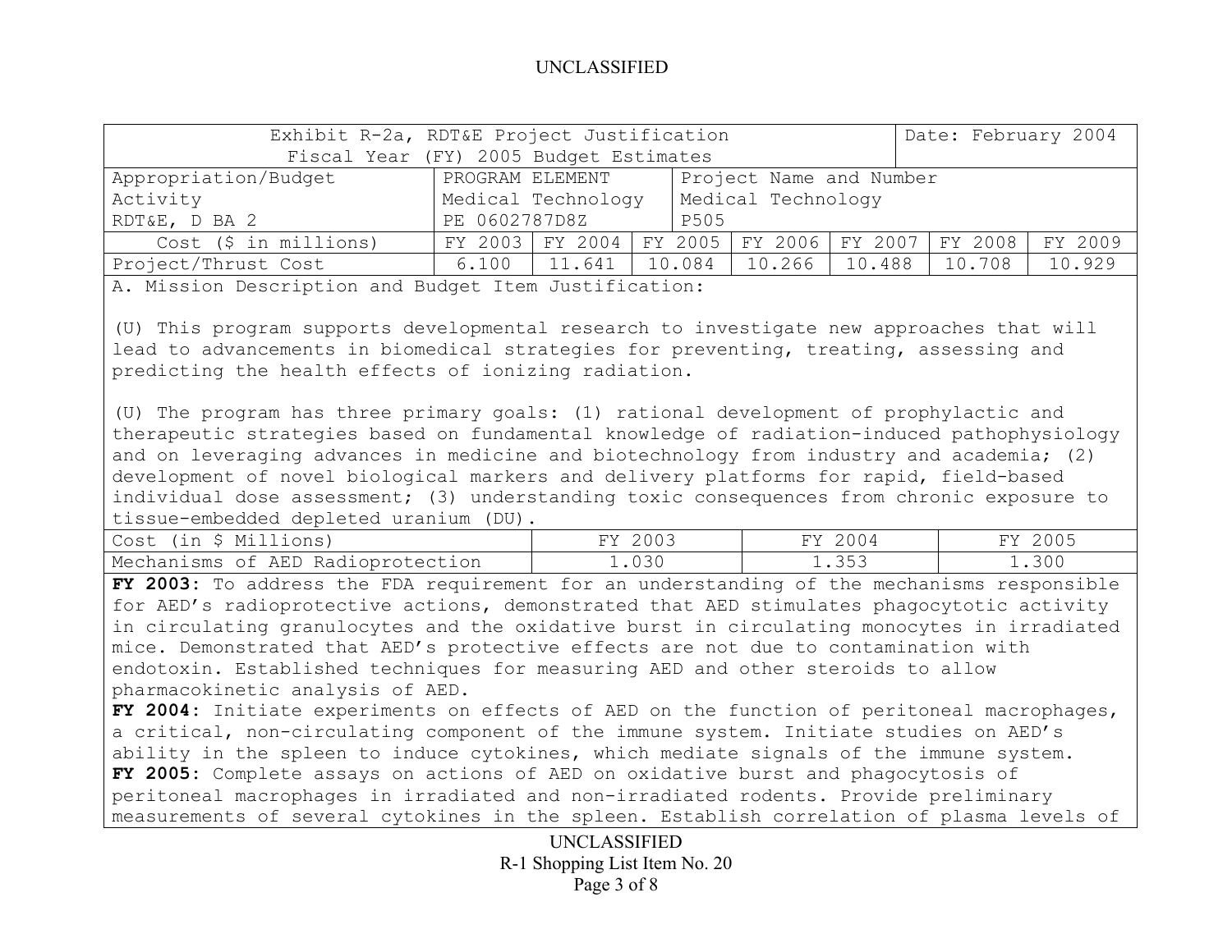UNCLASSIFIED

| Exhibit R-2a, RDT&E Project Justification<br>Fiscal Year (FY) 2005 Budget Estimates | | | | | | Date: February 2004 | |
|---|---|---|---|---|---|---|---|
| Appropriation/Budget Activity<br>RDT&E, D BA 2 | PROGRAM ELEMENT<br>Medical Technology<br>PE 0602787D8Z | | Project Name and Number<br>Medical Technology<br>P505 | | | | |
| Cost ($ in millions) | FY 2003 | FY 2004 | FY 2005 | FY 2006 | FY 2007 | FY 2008 | FY 2009 |
| Project/Thrust Cost | 6.100 | 11.641 | 10.084 | 10.266 | 10.488 | 10.708 | 10.929 |

A. Mission Description and Budget Item Justification:

(U) This program supports developmental research to investigate new approaches that will lead to advancements in biomedical strategies for preventing, treating, assessing and predicting the health effects of ionizing radiation.

(U) The program has three primary goals: (1) rational development of prophylactic and therapeutic strategies based on fundamental knowledge of radiation-induced pathophysiology and on leveraging advances in medicine and biotechnology from industry and academia; (2) development of novel biological markers and delivery platforms for rapid, field-based individual dose assessment; (3) understanding toxic consequences from chronic exposure to tissue-embedded depleted uranium (DU).

| Cost (in $ Millions) | FY 2003 | FY 2004 | FY 2005 |
|---|---|---|---|
| Mechanisms of AED Radioprotection | 1.030 | 1.353 | 1.300 |

**FY 2003:** To address the FDA requirement for an understanding of the mechanisms responsible for AED's radioprotective actions, demonstrated that AED stimulates phagocytotic activity in circulating granulocytes and the oxidative burst in circulating monocytes in irradiated mice. Demonstrated that AED's protective effects are not due to contamination with endotoxin. Established techniques for measuring AED and other steroids to allow pharmacokinetic analysis of AED.
**FY 2004:** Initiate experiments on effects of AED on the function of peritoneal macrophages, a critical, non-circulating component of the immune system. Initiate studies on AED's ability in the spleen to induce cytokines, which mediate signals of the immune system.
**FY 2005:** Complete assays on actions of AED on oxidative burst and phagocytosis of peritoneal macrophages in irradiated and non-irradiated rodents. Provide preliminary measurements of several cytokines in the spleen. Establish correlation of plasma levels of

UNCLASSIFIED
R-1 Shopping List Item No. 20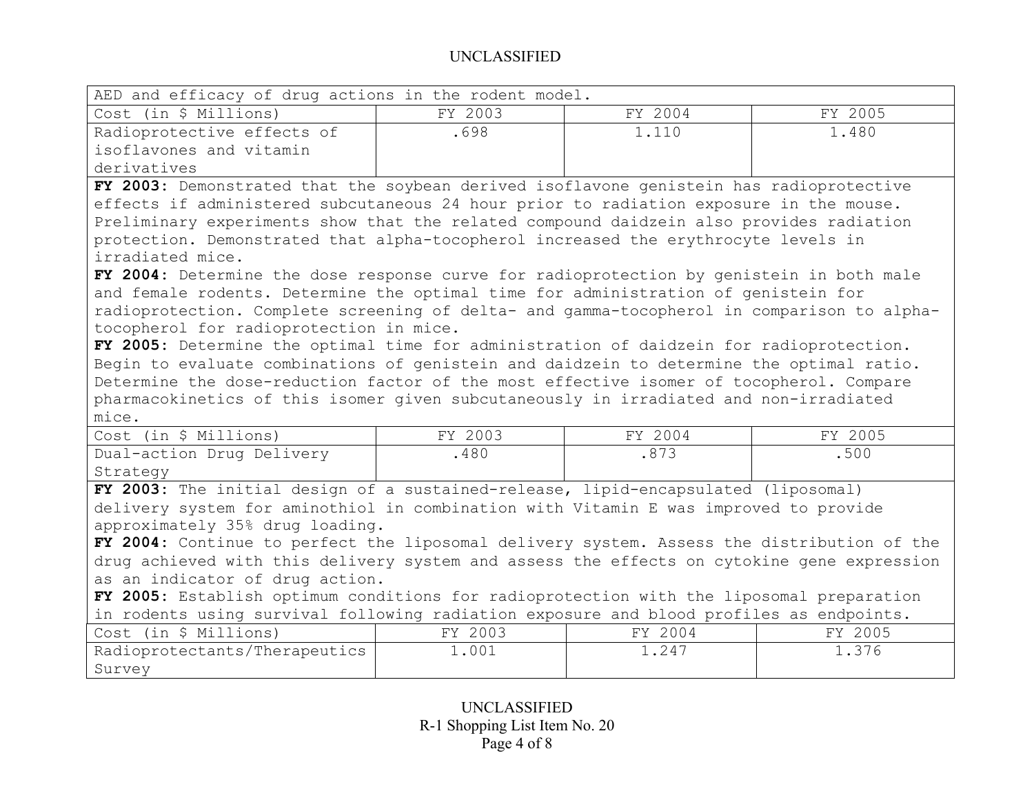AED and efficacy of drug actions in the rodent model.

| Cost (in $ Millions) | FY 2003 | FY 2004 | FY 2005 |
|---|---|---|---|
| Radioprotective effects of isoflavones and vitamin derivatives | .698 | 1.110 | 1.480 |

**FY 2003:** Demonstrated that the soybean derived isoflavone genistein has radioprotective effects if administered subcutaneous 24 hour prior to radiation exposure in the mouse. Preliminary experiments show that the related compound daidzein also provides radiation protection. Demonstrated that alpha-tocopherol increased the erythrocyte levels in irradiated mice.
**FY 2004:** Determine the dose response curve for radioprotection by genistein in both male and female rodents. Determine the optimal time for administration of genistein for radioprotection. Complete screening of delta- and gamma-tocopherol in comparison to alpha-tocopherol for radioprotection in mice.
**FY 2005:** Determine the optimal time for administration of daidzein for radioprotection. Begin to evaluate combinations of genistein and daidzein to determine the optimal ratio. Determine the dose-reduction factor of the most effective isomer of tocopherol. Compare pharmacokinetics of this isomer given subcutaneously in irradiated and non-irradiated mice.

| Cost (in $ Millions) | FY 2003 | FY 2004 | FY 2005 |
|---|---|---|---|
| Dual-action Drug Delivery Strategy | .480 | .873 | .500 |

**FY 2003:** The initial design of a sustained-release, lipid-encapsulated (liposomal) delivery system for aminothiol in combination with Vitamin E was improved to provide approximately 35% drug loading.
**FY 2004:** Continue to perfect the liposomal delivery system. Assess the distribution of the drug achieved with this delivery system and assess the effects on cytokine gene expression as an indicator of drug action.
**FY 2005:** Establish optimum conditions for radioprotection with the liposomal preparation in rodents using survival following radiation exposure and blood profiles as endpoints.

| Cost (in $ Millions) | FY 2003 | FY 2004 | FY 2005 |
|---|---|---|---|
| Radioprotectants/Therapeutics Survey | 1.001 | 1.247 | 1.376 |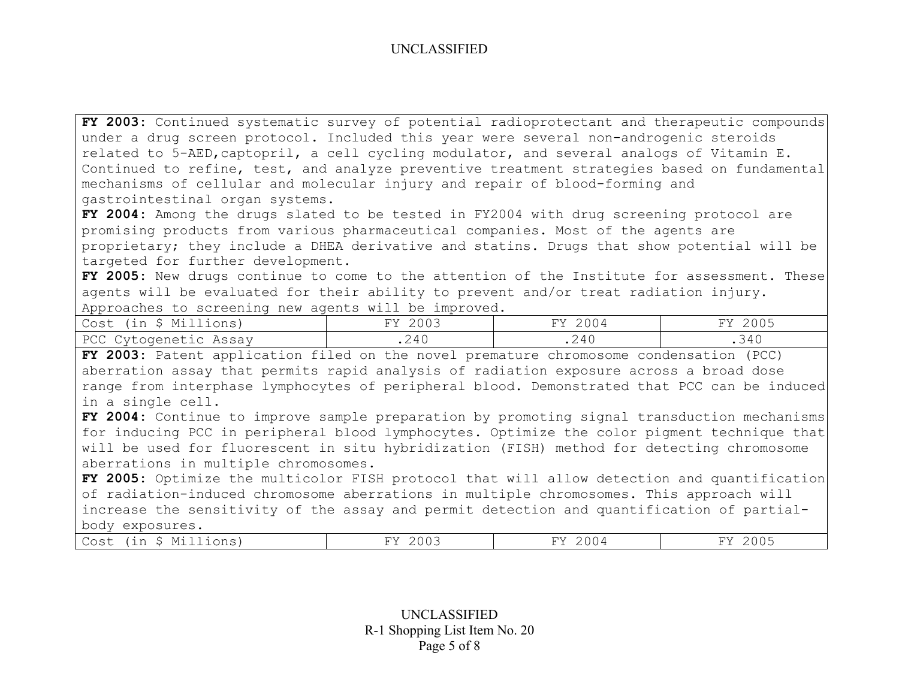**FY 2003:** Continued systematic survey of potential radioprotectant and therapeutic compounds under a drug screen protocol. Included this year were several non-androgenic steroids related to 5-AED,captopril, a cell cycling modulator, and several analogs of Vitamin E. Continued to refine, test, and analyze preventive treatment strategies based on fundamental mechanisms of cellular and molecular injury and repair of blood-forming and gastrointestinal organ systems.
**FY 2004:** Among the drugs slated to be tested in FY2004 with drug screening protocol are promising products from various pharmaceutical companies. Most of the agents are proprietary; they include a DHEA derivative and statins. Drugs that show potential will be targeted for further development.
**FY 2005:** New drugs continue to come to the attention of the Institute for assessment. These agents will be evaluated for their ability to prevent and/or treat radiation injury. Approaches to screening new agents will be improved.

| Cost (in $ Millions) | FY 2003 | FY 2004 | FY 2005 |
|---|---|---|---|
| PCC Cytogenetic Assay | .240 | .240 | .340 |

**FY 2003:** Patent application filed on the novel premature chromosome condensation (PCC) aberration assay that permits rapid analysis of radiation exposure across a broad dose range from interphase lymphocytes of peripheral blood. Demonstrated that PCC can be induced in a single cell.
**FY 2004:** Continue to improve sample preparation by promoting signal transduction mechanisms for inducing PCC in peripheral blood lymphocytes. Optimize the color pigment technique that will be used for fluorescent in situ hybridization (FISH) method for detecting chromosome aberrations in multiple chromosomes.
**FY 2005:** Optimize the multicolor FISH protocol that will allow detection and quantification of radiation-induced chromosome aberrations in multiple chromosomes. This approach will increase the sensitivity of the assay and permit detection and quantification of partial-body exposures.

| Cost (in $ Millions) | FY 2003 | FY 2004 | FY 2005 |
|---|---|---|---|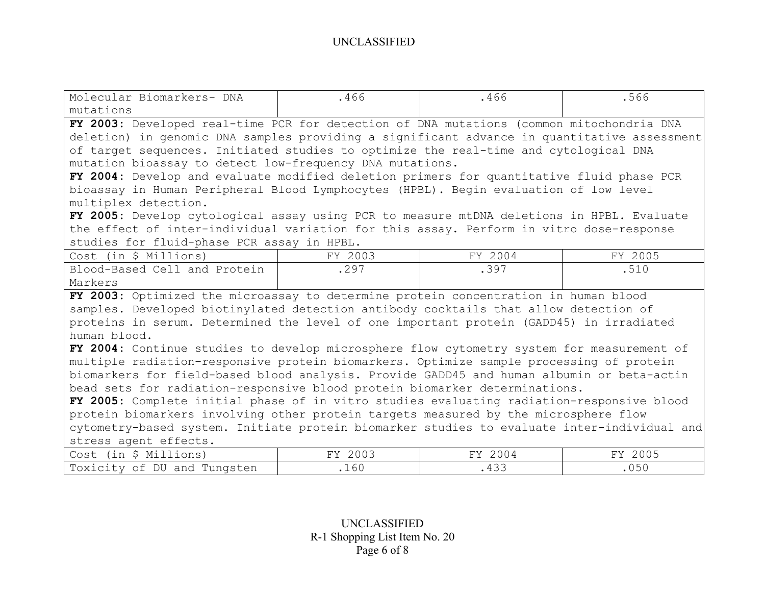| Molecular Biomarkers- DNA mutations | .466 | .466 | .566 |
|---|---|---|---|

**FY 2003:** Developed real-time PCR for detection of DNA mutations (common mitochondria DNA deletion) in genomic DNA samples providing a significant advance in quantitative assessment of target sequences. Initiated studies to optimize the real-time and cytological DNA mutation bioassay to detect low-frequency DNA mutations.
**FY 2004:** Develop and evaluate modified deletion primers for quantitative fluid phase PCR bioassay in Human Peripheral Blood Lymphocytes (HPBL). Begin evaluation of low level multiplex detection.
**FY 2005:** Develop cytological assay using PCR to measure mtDNA deletions in HPBL. Evaluate the effect of inter-individual variation for this assay. Perform in vitro dose-response studies for fluid-phase PCR assay in HPBL.

| Cost (in $ Millions) | FY 2003 | FY 2004 | FY 2005 |
|---|---|---|---|
| Blood-Based Cell and Protein Markers | .297 | .397 | .510 |

**FY 2003:** Optimized the microassay to determine protein concentration in human blood samples. Developed biotinylated detection antibody cocktails that allow detection of proteins in serum. Determined the level of one important protein (GADD45) in irradiated human blood.
**FY 2004:** Continue studies to develop microsphere flow cytometry system for measurement of multiple radiation-responsive protein biomarkers. Optimize sample processing of protein biomarkers for field-based blood analysis. Provide GADD45 and human albumin or beta-actin bead sets for radiation-responsive blood protein biomarker determinations.
**FY 2005:** Complete initial phase of in vitro studies evaluating radiation-responsive blood protein biomarkers involving other protein targets measured by the microsphere flow cytometry-based system. Initiate protein biomarker studies to evaluate inter-individual and stress agent effects.

| Cost (in $ Millions) | FY 2003 | FY 2004 | FY 2005 |
|---|---|---|---|
| Toxicity of DU and Tungsten | .160 | .433 | .050 |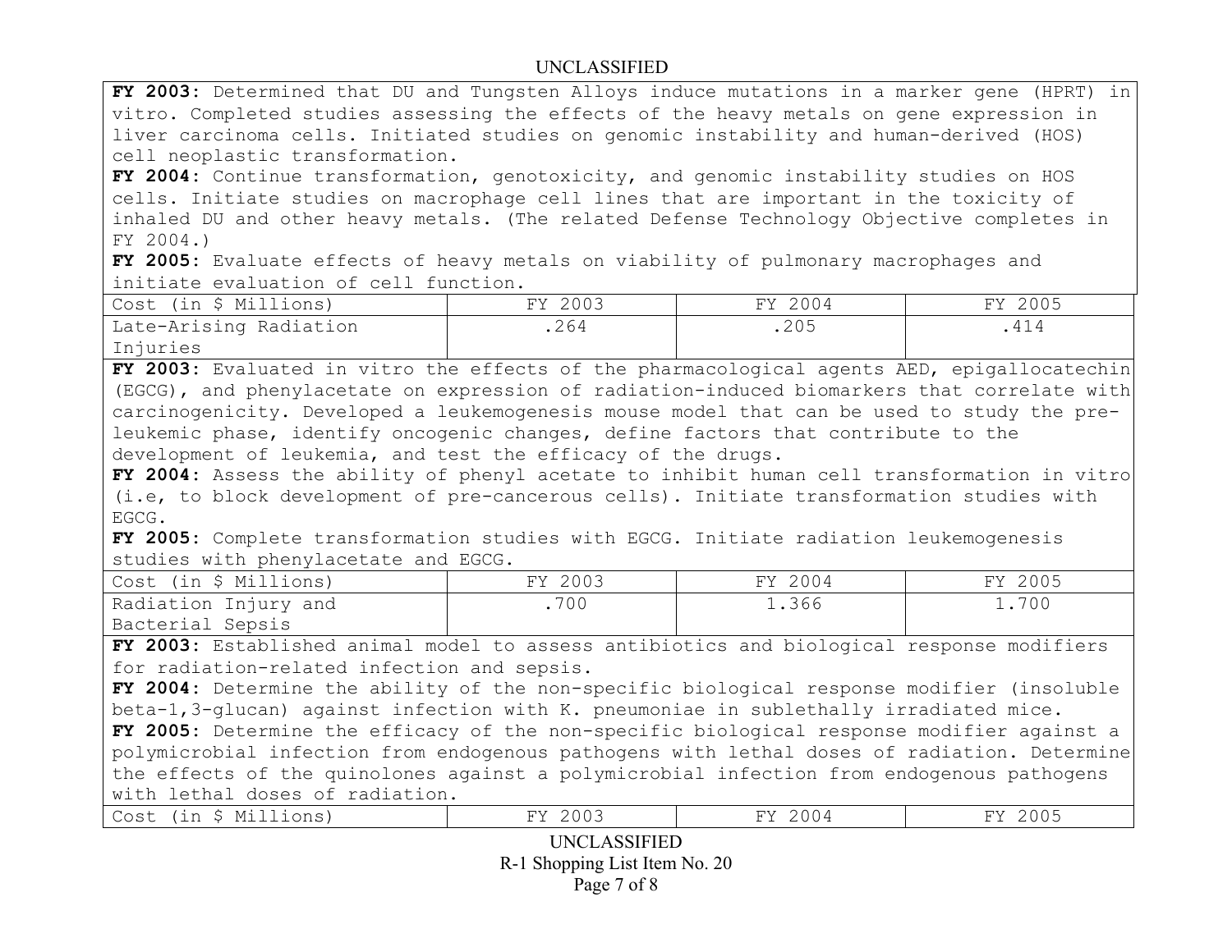**FY 2003:** Determined that DU and Tungsten Alloys induce mutations in a marker gene (HPRT) in vitro. Completed studies assessing the effects of the heavy metals on gene expression in liver carcinoma cells. Initiated studies on genomic instability and human-derived (HOS) cell neoplastic transformation.
**FY 2004:** Continue transformation, genotoxicity, and genomic instability studies on HOS cells. Initiate studies on macrophage cell lines that are important in the toxicity of inhaled DU and other heavy metals. (The related Defense Technology Objective completes in FY 2004.)
**FY 2005:** Evaluate effects of heavy metals on viability of pulmonary macrophages and initiate evaluation of cell function.

| Cost (in $ Millions) | FY 2003 | FY 2004 | FY 2005 |
|---|---|---|---|
| Late-Arising Radiation Injuries | .264 | .205 | .414 |

**FY 2003:** Evaluated in vitro the effects of the pharmacological agents AED, epigallocatechin (EGCG), and phenylacetate on expression of radiation-induced biomarkers that correlate with carcinogenicity. Developed a leukemogenesis mouse model that can be used to study the pre-leukemic phase, identify oncogenic changes, define factors that contribute to the development of leukemia, and test the efficacy of the drugs.
**FY 2004:** Assess the ability of phenyl acetate to inhibit human cell transformation in vitro (i.e, to block development of pre-cancerous cells). Initiate transformation studies with EGCG.
**FY 2005:** Complete transformation studies with EGCG. Initiate radiation leukemogenesis studies with phenylacetate and EGCG.

| Cost (in $ Millions) | FY 2003 | FY 2004 | FY 2005 |
|---|---|---|---|
| Radiation Injury and Bacterial Sepsis | .700 | 1.366 | 1.700 |

**FY 2003:** Established animal model to assess antibiotics and biological response modifiers for radiation-related infection and sepsis.
**FY 2004:** Determine the ability of the non-specific biological response modifier (insoluble beta-1,3-glucan) against infection with K. pneumoniae in sublethally irradiated mice.
**FY 2005:** Determine the efficacy of the non-specific biological response modifier against a polymicrobial infection from endogenous pathogens with lethal doses of radiation. Determine the effects of the quinolones against a polymicrobial infection from endogenous pathogens with lethal doses of radiation.

| Cost (in $ Millions) | FY 2003 | FY 2004 | FY 2005 |
|---|---|---|---|

UNCLASSIFIED
R-1 Shopping List Item No. 20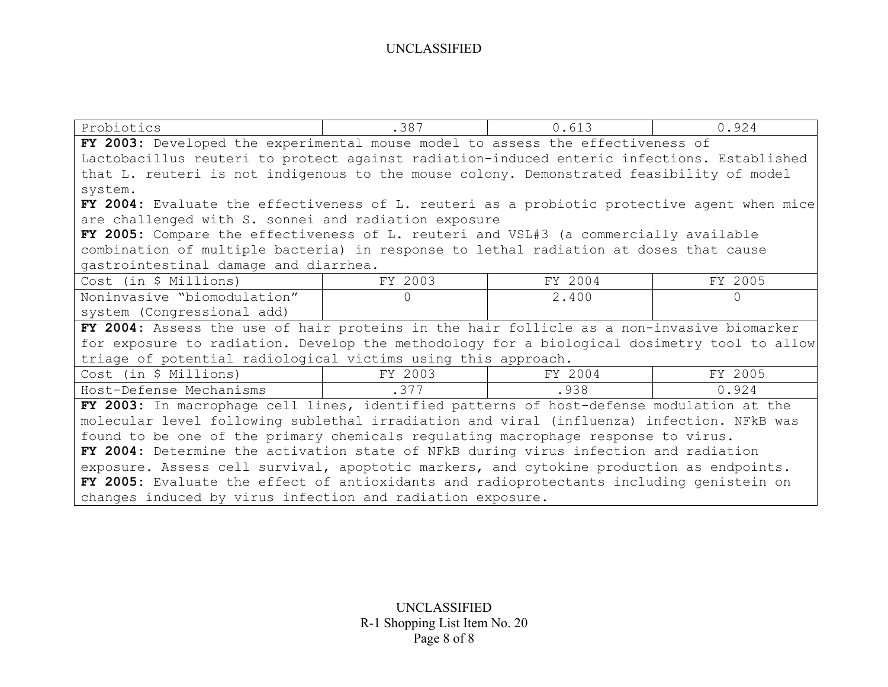| | | | |
|---|---|---|---|
| Probiotics | .387 | 0.613 | 0.924 |

**FY 2003:** Developed the experimental mouse model to assess the effectiveness of Lactobacillus reuteri to protect against radiation-induced enteric infections. Established that L. reuteri is not indigenous to the mouse colony. Demonstrated feasibility of model system.
**FY 2004:** Evaluate the effectiveness of L. reuteri as a probiotic protective agent when mice are challenged with S. sonnei and radiation exposure
**FY 2005:** Compare the effectiveness of L. reuteri and VSL#3 (a commercially available combination of multiple bacteria) in response to lethal radiation at doses that cause gastrointestinal damage and diarrhea.

| Cost (in $ Millions) | FY 2003 | FY 2004 | FY 2005 |
|---|---|---|---|
| Noninvasive “biomodulation” system (Congressional add) | 0 | 2.400 | 0 |

**FY 2004:** Assess the use of hair proteins in the hair follicle as a non-invasive biomarker for exposure to radiation. Develop the methodology for a biological dosimetry tool to allow triage of potential radiological victims using this approach.

| Cost (in $ Millions) | FY 2003 | FY 2004 | FY 2005 |
|---|---|---|---|
| Host-Defense Mechanisms | .377 | .938 | 0.924 |

**FY 2003:** In macrophage cell lines, identified patterns of host-defense modulation at the molecular level following sublethal irradiation and viral (influenza) infection. NFkB was found to be one of the primary chemicals regulating macrophage response to virus.
**FY 2004:** Determine the activation state of NFkB during virus infection and radiation exposure. Assess cell survival, apoptotic markers, and cytokine production as endpoints.
**FY 2005:** Evaluate the effect of antioxidants and radioprotectants including genistein on changes induced by virus infection and radiation exposure.